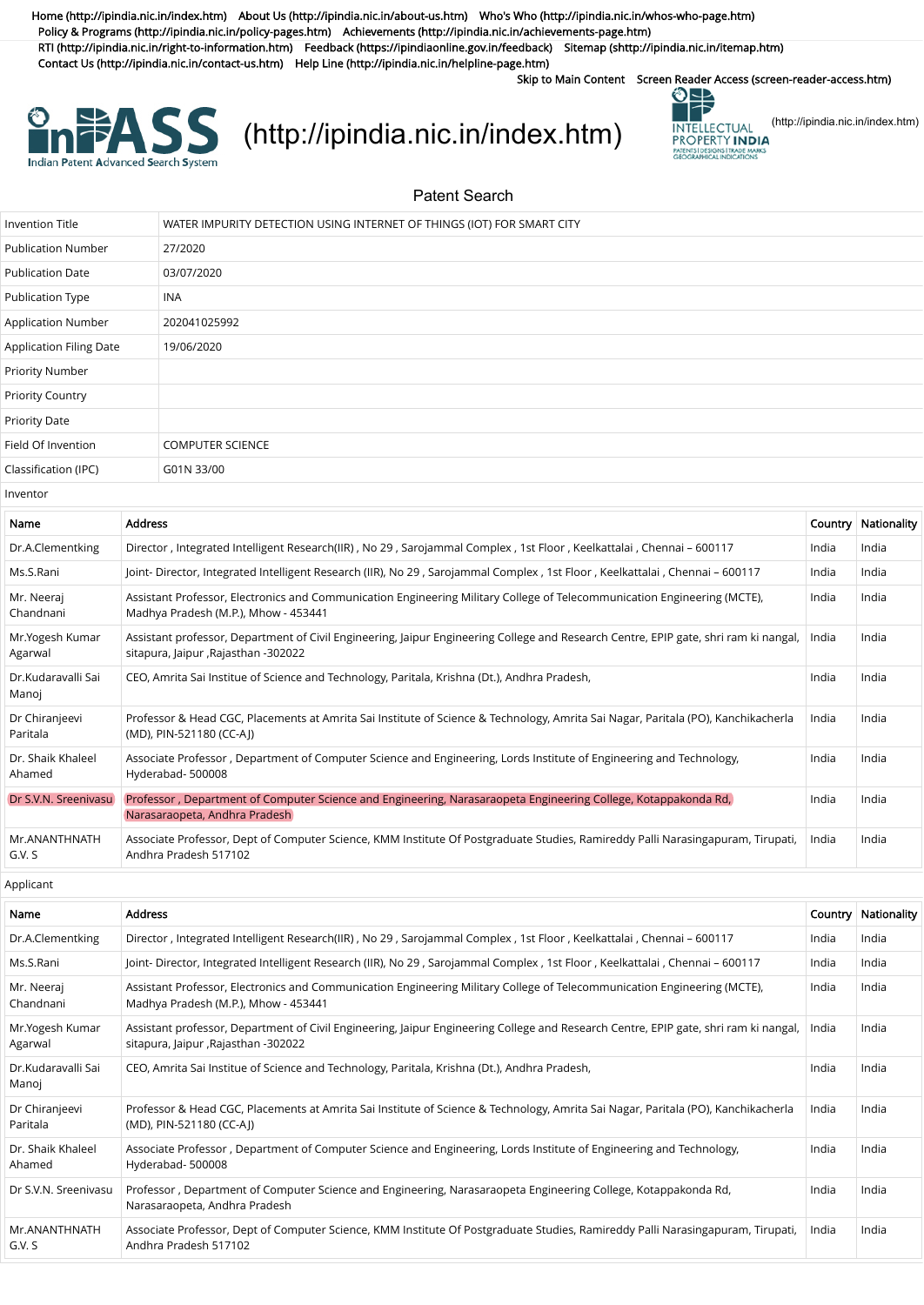Home (http://ipindia.nic.in/index.htm) About Us (http://ipindia.nic.in/about-us.htm) Who's Who (http://ipindia.nic.in/whos-who-page.htm) Policy & Programs (http://ipindia.nic.in/policy-pages.htm) Achievements (http://ipindia.nic.in/achievements-page.htm) RTI (http://ipindia.nic.in/right-to-information.htm) Feedback (https://ipindiaonline.gov.in/feedback) Sitemap (shttp://ipindia.nic.in/itemap.htm) Contact Us (http://ipindia.nic.in/contact-us.htm) Help Line (http://ipindia.nic.in/helpline-page.htm)

Skip to Main Content Screen Reader Access (screen-reader-access.htm)

InPASS Indian Patent Advanced Search System (http://ipindia.nic.in/index.htm)

INTELLECTUAL PROPERTY INDIA — PATENTS | DESIGNS | TRADE MARKS GEOGRAPHICAL INDICATIONS (http://ipindia.nic.in/index.htm)

## Patent Search

| | |
|---|---|
| Invention Title | WATER IMPURITY DETECTION USING INTERNET OF THINGS (IOT) FOR SMART CITY |
| Publication Number | 27/2020 |
| Publication Date | 03/07/2020 |
| Publication Type | INA |
| Application Number | 202041025992 |
| Application Filing Date | 19/06/2020 |
| Priority Number | |
| Priority Country | |
| Priority Date | |
| Field Of Invention | COMPUTER SCIENCE |
| Classification (IPC) | G01N 33/00 |

Inventor

| Name | Address | Country | Nationality |
|---|---|---|---|
| Dr.A.Clementking | Director , Integrated Intelligent Research(IIR) , No 29 , Sarojammal Complex , 1st Floor , Keelkattalai , Chennai – 600117 | India | India |
| Ms.S.Rani | Joint- Director, Integrated Intelligent Research (IIR), No 29 , Sarojammal Complex , 1st Floor , Keelkattalai , Chennai – 600117 | India | India |
| Mr. Neeraj Chandnani | Assistant Professor, Electronics and Communication Engineering Military College of Telecommunication Engineering (MCTE), Madhya Pradesh (M.P.), Mhow - 453441 | India | India |
| Mr.Yogesh Kumar Agarwal | Assistant professor, Department of Civil Engineering, Jaipur Engineering College and Research Centre, EPIP gate, shri ram ki nangal, sitapura, Jaipur ,Rajasthan -302022 | India | India |
| Dr.Kudaravalli Sai Manoj | CEO, Amrita Sai Institue of Science and Technology, Paritala, Krishna (Dt.), Andhra Pradesh, | India | India |
| Dr Chiranjeevi Paritala | Professor & Head CGC, Placements at Amrita Sai Institute of Science & Technology, Amrita Sai Nagar, Paritala (PO), Kanchikacherla (MD), PIN-521180 (CC-AJ) | India | India |
| Dr. Shaik Khaleel Ahamed | Associate Professor , Department of Computer Science and Engineering, Lords Institute of Engineering and Technology, Hyderabad- 500008 | India | India |
| Dr S.V.N. Sreenivasu | Professor , Department of Computer Science and Engineering, Narasaraopeta Engineering College, Kotappakonda Rd, Narasaraopeta, Andhra Pradesh | India | India |
| Mr.ANANTHNATH G.V. S | Associate Professor, Dept of Computer Science, KMM Institute Of Postgraduate Studies, Ramireddy Palli Narasingapuram, Tirupati, Andhra Pradesh 517102 | India | India |

Applicant

| Name | Address | Country | Nationality |
|---|---|---|---|
| Dr.A.Clementking | Director , Integrated Intelligent Research(IIR) , No 29 , Sarojammal Complex , 1st Floor , Keelkattalai , Chennai – 600117 | India | India |
| Ms.S.Rani | Joint- Director, Integrated Intelligent Research (IIR), No 29 , Sarojammal Complex , 1st Floor , Keelkattalai , Chennai – 600117 | India | India |
| Mr. Neeraj Chandnani | Assistant Professor, Electronics and Communication Engineering Military College of Telecommunication Engineering (MCTE), Madhya Pradesh (M.P.), Mhow - 453441 | India | India |
| Mr.Yogesh Kumar Agarwal | Assistant professor, Department of Civil Engineering, Jaipur Engineering College and Research Centre, EPIP gate, shri ram ki nangal, sitapura, Jaipur ,Rajasthan -302022 | India | India |
| Dr.Kudaravalli Sai Manoj | CEO, Amrita Sai Institue of Science and Technology, Paritala, Krishna (Dt.), Andhra Pradesh, | India | India |
| Dr Chiranjeevi Paritala | Professor & Head CGC, Placements at Amrita Sai Institute of Science & Technology, Amrita Sai Nagar, Paritala (PO), Kanchikacherla (MD), PIN-521180 (CC-AJ) | India | India |
| Dr. Shaik Khaleel Ahamed | Associate Professor , Department of Computer Science and Engineering, Lords Institute of Engineering and Technology, Hyderabad- 500008 | India | India |
| Dr S.V.N. Sreenivasu | Professor , Department of Computer Science and Engineering, Narasaraopeta Engineering College, Kotappakonda Rd, Narasaraopeta, Andhra Pradesh | India | India |
| Mr.ANANTHNATH G.V. S | Associate Professor, Dept of Computer Science, KMM Institute Of Postgraduate Studies, Ramireddy Palli Narasingapuram, Tirupati, Andhra Pradesh 517102 | India | India |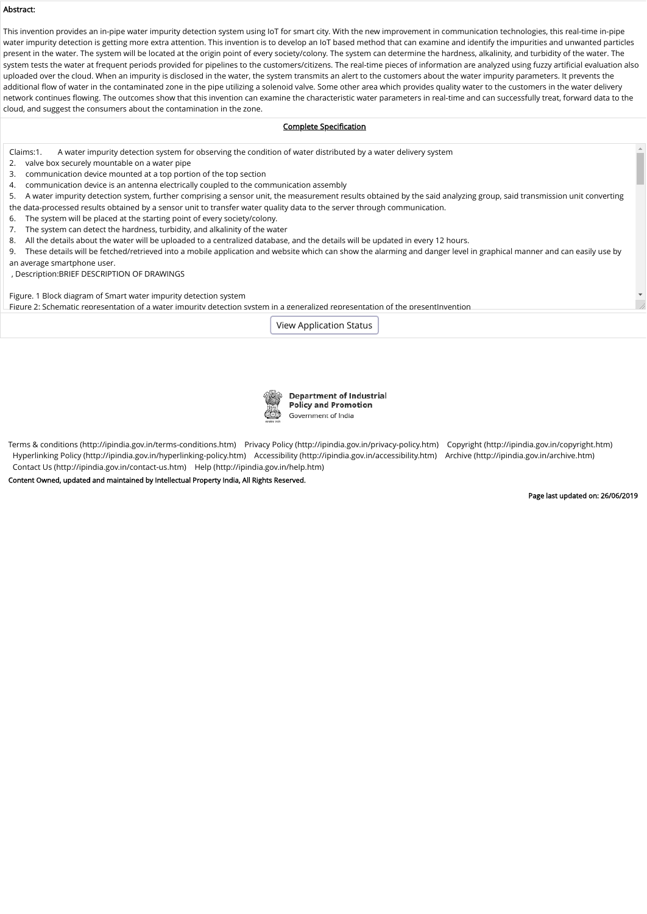**Abstract:**

This invention provides an in-pipe water impurity detection system using IoT for smart city. With the new improvement in communication technologies, this real-time in-pipe water impurity detection is getting more extra attention. This invention is to develop an IoT based method that can examine and identify the impurities and unwanted particles present in the water. The system will be located at the origin point of every society/colony. The system can determine the hardness, alkalinity, and turbidity of the water. The system tests the water at frequent periods provided for pipelines to the customers/citizens. The real-time pieces of information are analyzed using fuzzy artificial evaluation also uploaded over the cloud. When an impurity is disclosed in the water, the system transmits an alert to the customers about the water impurity parameters. It prevents the additional flow of water in the contaminated zone in the pipe utilizing a solenoid valve. Some other area which provides quality water to the customers in the water delivery network continues flowing. The outcomes show that this invention can examine the characteristic water parameters in real-time and can successfully treat, forward data to the cloud, and suggest the consumers about the contamination in the zone.

## Complete Specification

Claims:1. A water impurity detection system for observing the condition of water distributed by a water delivery system
2. valve box securely mountable on a water pipe
3. communication device mounted at a top portion of the top section
4. communication device is an antenna electrically coupled to the communication assembly
5. A water impurity detection system, further comprising a sensor unit, the measurement results obtained by the said analyzing group, said transmission unit converting the data-processed results obtained by a sensor unit to transfer water quality data to the server through communication.
6. The system will be placed at the starting point of every society/colony.
7. The system can detect the hardness, turbidity, and alkalinity of the water
8. All the details about the water will be uploaded to a centralized database, and the details will be updated in every 12 hours.
9. These details will be fetched/retrieved into a mobile application and website which can show the alarming and danger level in graphical manner and can easily use by an average smartphone user.

, Description:BRIEF DESCRIPTION OF DRAWINGS

Figure. 1 Block diagram of Smart water impurity detection system
Figure 2: Schematic representation of a water impurity detection system in a generalized representation of the presentInvention

View Application Status

Department of Industrial Policy and Promotion
Government of India

Terms & conditions (http://ipindia.gov.in/terms-conditions.htm) Privacy Policy (http://ipindia.gov.in/privacy-policy.htm) Copyright (http://ipindia.gov.in/copyright.htm) Hyperlinking Policy (http://ipindia.gov.in/hyperlinking-policy.htm) Accessibility (http://ipindia.gov.in/accessibility.htm) Archive (http://ipindia.gov.in/archive.htm) Contact Us (http://ipindia.gov.in/contact-us.htm) Help (http://ipindia.gov.in/help.htm)

**Content Owned, updated and maintained by Intellectual Property India, All Rights Reserved.**

**Page last updated on: 26/06/2019**